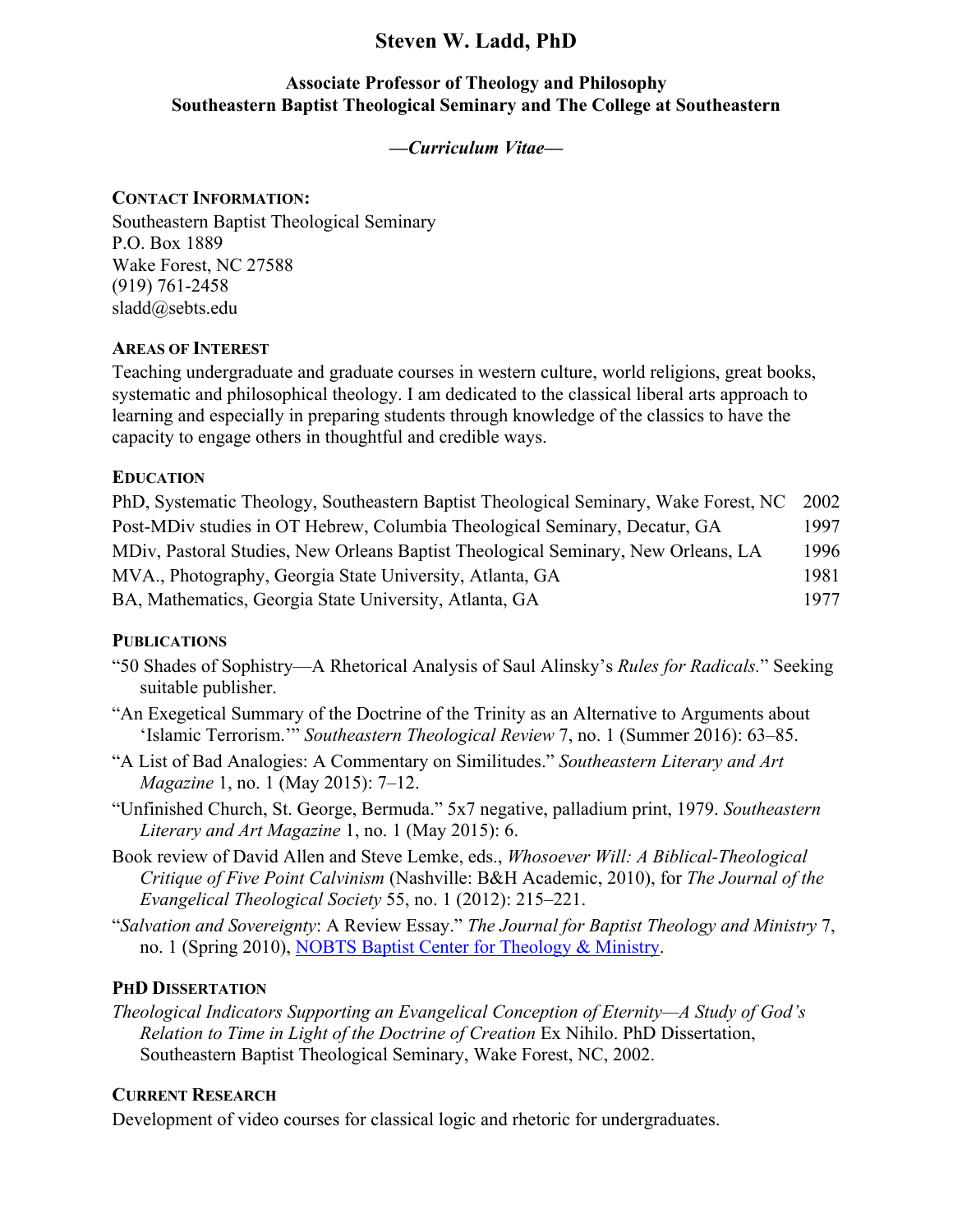# Steven W. Ladd, PhD

### Associate Professor of Theology and Philosophy
### Southeastern Baptist Theological Seminary and The College at Southeastern

***—Curriculum Vitae—***

## CONTACT INFORMATION:

Southeastern Baptist Theological Seminary
P.O. Box 1889
Wake Forest, NC 27588
(919) 761-2458
sladd@sebts.edu

## AREAS OF INTEREST

Teaching undergraduate and graduate courses in western culture, world religions, great books, systematic and philosophical theology. I am dedicated to the classical liberal arts approach to learning and especially in preparing students through knowledge of the classics to have the capacity to engage others in thoughtful and credible ways.

## EDUCATION

| | |
|---|---|
| PhD, Systematic Theology, Southeastern Baptist Theological Seminary, Wake Forest, NC | 2002 |
| Post-MDiv studies in OT Hebrew, Columbia Theological Seminary, Decatur, GA | 1997 |
| MDiv, Pastoral Studies, New Orleans Baptist Theological Seminary, New Orleans, LA | 1996 |
| MVA., Photography, Georgia State University, Atlanta, GA | 1981 |
| BA, Mathematics, Georgia State University, Atlanta, GA | 1977 |

## PUBLICATIONS

“50 Shades of Sophistry—A Rhetorical Analysis of Saul Alinsky’s *Rules for Radicals.*” Seeking suitable publisher.

“An Exegetical Summary of the Doctrine of the Trinity as an Alternative to Arguments about ‘Islamic Terrorism.’” *Southeastern Theological Review* 7, no. 1 (Summer 2016): 63–85.

“A List of Bad Analogies: A Commentary on Similitudes.” *Southeastern Literary and Art Magazine* 1, no. 1 (May 2015): 7–12.

“Unfinished Church, St. George, Bermuda.” 5x7 negative, palladium print, 1979. *Southeastern Literary and Art Magazine* 1, no. 1 (May 2015): 6.

Book review of David Allen and Steve Lemke, eds., *Whosoever Will: A Biblical-Theological Critique of Five Point Calvinism* (Nashville: B&H Academic, 2010), for *The Journal of the Evangelical Theological Society* 55, no. 1 (2012): 215–221.

“*Salvation and Sovereignty*: A Review Essay.” *The Journal for Baptist Theology and Ministry* 7, no. 1 (Spring 2010), [NOBTS Baptist Center for Theology & Ministry](NOBTS Baptist Center for Theology & Ministry).

## PHD DISSERTATION

*Theological Indicators Supporting an Evangelical Conception of Eternity—A Study of God’s Relation to Time in Light of the Doctrine of Creation* Ex Nihilo. PhD Dissertation, Southeastern Baptist Theological Seminary, Wake Forest, NC, 2002.

## CURRENT RESEARCH

Development of video courses for classical logic and rhetoric for undergraduates.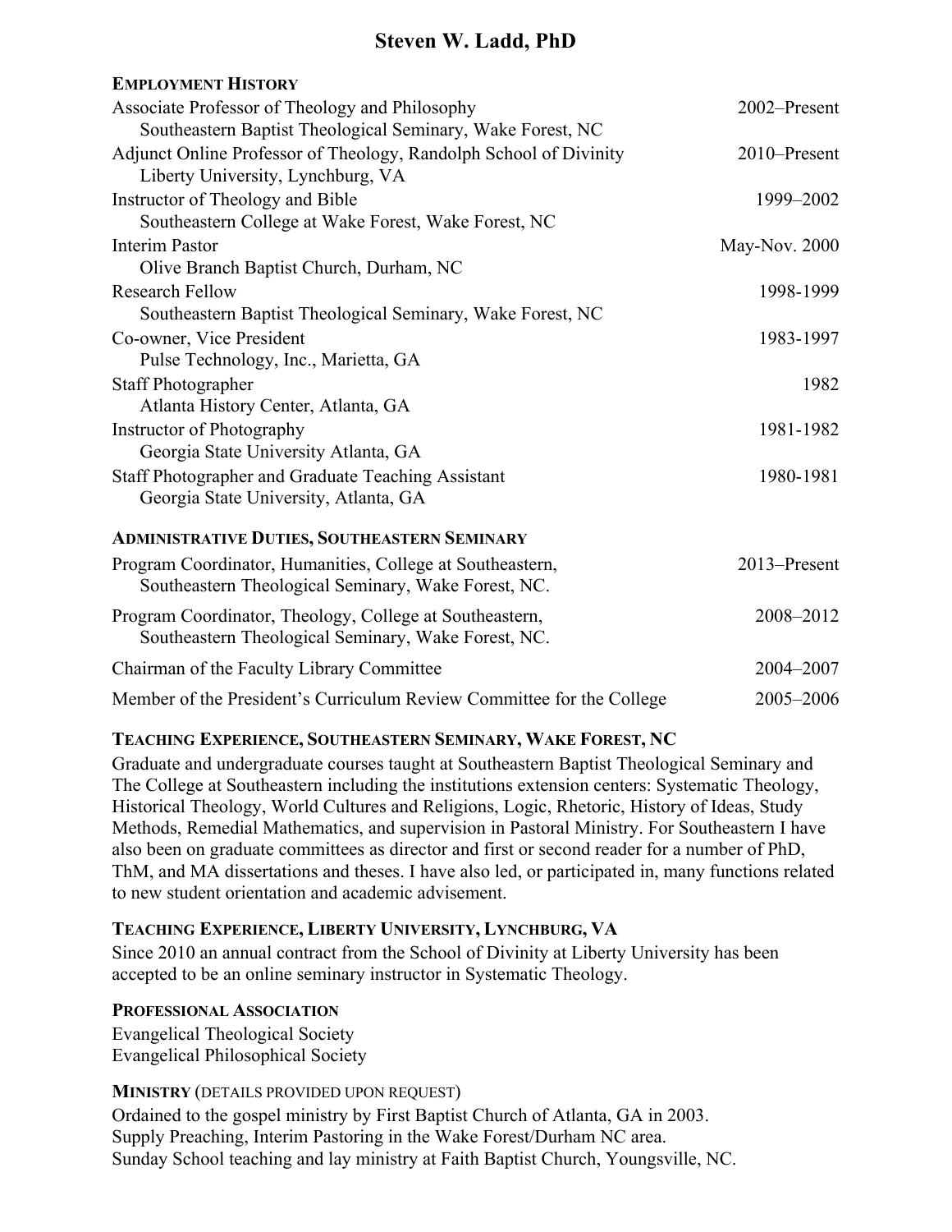# Steven W. Ladd, PhD

## Employment History

Associate Professor of Theology and Philosophy — 2002–Present
  Southeastern Baptist Theological Seminary, Wake Forest, NC

Adjunct Online Professor of Theology, Randolph School of Divinity — 2010–Present
  Liberty University, Lynchburg, VA

Instructor of Theology and Bible — 1999–2002
  Southeastern College at Wake Forest, Wake Forest, NC

Interim Pastor — May-Nov. 2000
  Olive Branch Baptist Church, Durham, NC

Research Fellow — 1998-1999
  Southeastern Baptist Theological Seminary, Wake Forest, NC

Co-owner, Vice President — 1983-1997
  Pulse Technology, Inc., Marietta, GA

Staff Photographer — 1982
  Atlanta History Center, Atlanta, GA

Instructor of Photography — 1981-1982
  Georgia State University Atlanta, GA

Staff Photographer and Graduate Teaching Assistant — 1980-1981
  Georgia State University, Atlanta, GA

## Administrative Duties, Southeastern Seminary

Program Coordinator, Humanities, College at Southeastern, — 2013–Present
  Southeastern Theological Seminary, Wake Forest, NC.

Program Coordinator, Theology, College at Southeastern, — 2008–2012
  Southeastern Theological Seminary, Wake Forest, NC.

Chairman of the Faculty Library Committee — 2004–2007

Member of the President's Curriculum Review Committee for the College — 2005–2006

## Teaching Experience, Southeastern Seminary, Wake Forest, NC

Graduate and undergraduate courses taught at Southeastern Baptist Theological Seminary and The College at Southeastern including the institutions extension centers: Systematic Theology, Historical Theology, World Cultures and Religions, Logic, Rhetoric, History of Ideas, Study Methods, Remedial Mathematics, and supervision in Pastoral Ministry. For Southeastern I have also been on graduate committees as director and first or second reader for a number of PhD, ThM, and MA dissertations and theses. I have also led, or participated in, many functions related to new student orientation and academic advisement.

## Teaching Experience, Liberty University, Lynchburg, VA

Since 2010 an annual contract from the School of Divinity at Liberty University has been accepted to be an online seminary instructor in Systematic Theology.

## Professional Association

Evangelical Theological Society
Evangelical Philosophical Society

## Ministry (details provided upon request)

Ordained to the gospel ministry by First Baptist Church of Atlanta, GA in 2003.
Supply Preaching, Interim Pastoring in the Wake Forest/Durham NC area.
Sunday School teaching and lay ministry at Faith Baptist Church, Youngsville, NC.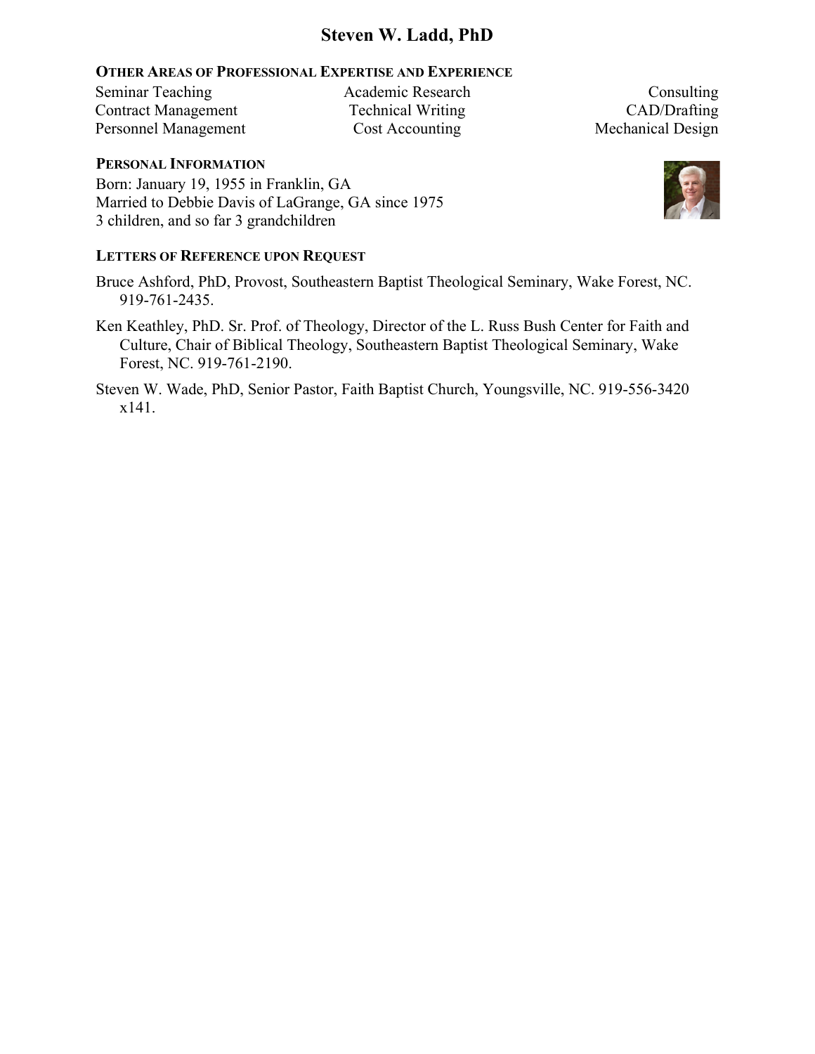# Steven W. Ladd, PhD

## Other Areas of Professional Expertise and Experience

| | | |
|---|---|---|
| Seminar Teaching | Academic Research | Consulting |
| Contract Management | Technical Writing | CAD/Drafting |
| Personnel Management | Cost Accounting | Mechanical Design |

## Personal Information

Born: January 19, 1955 in Franklin, GA
Married to Debbie Davis of LaGrange, GA since 1975
3 children, and so far 3 grandchildren

## Letters of Reference upon Request

Bruce Ashford, PhD, Provost, Southeastern Baptist Theological Seminary, Wake Forest, NC. 919-761-2435.

Ken Keathley, PhD. Sr. Prof. of Theology, Director of the L. Russ Bush Center for Faith and Culture, Chair of Biblical Theology, Southeastern Baptist Theological Seminary, Wake Forest, NC. 919-761-2190.

Steven W. Wade, PhD, Senior Pastor, Faith Baptist Church, Youngsville, NC. 919-556-3420 x141.